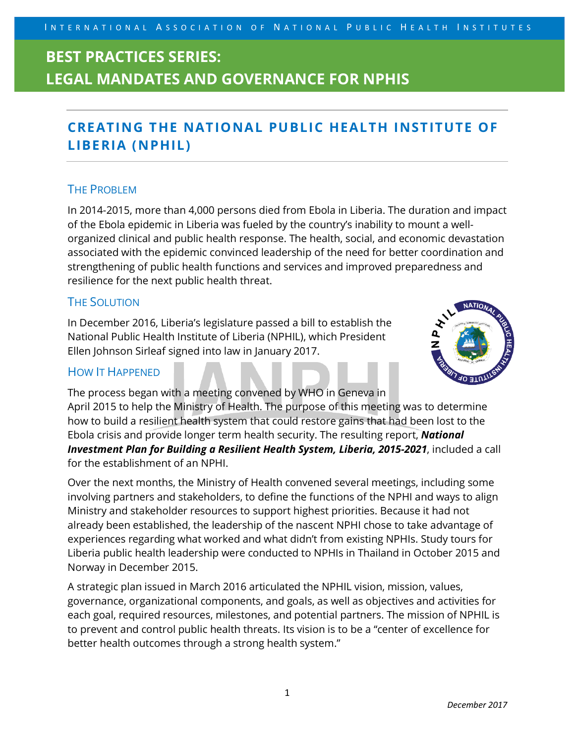INTERNATIONAL ASSOCIATION OF NATIONAL PUBLIC HEALTH INSTITUTES

# BEST PRACTICES SERIES: LEGAL MANDATES AND GOVERNANCE FOR NPHIS

## CREATING THE NATIONAL PUBLIC HEALTH INSTITUTE OF LIBERIA (NPHIL)

### THE PROBLEM

In 2014-2015, more than 4,000 persons died from Ebola in Liberia. The duration and impact of the Ebola epidemic in Liberia was fueled by the country's inability to mount a well-organized clinical and public health response. The health, social, and economic devastation associated with the epidemic convinced leadership of the need for better coordination and strengthening of public health functions and services and improved preparedness and resilience for the next public health threat.

### THE SOLUTION

In December 2016, Liberia's legislature passed a bill to establish the National Public Health Institute of Liberia (NPHIL), which President Ellen Johnson Sirleaf signed into law in January 2017.

### HOW IT HAPPENED

The process began with a meeting convened by WHO in Geneva in April 2015 to help the Ministry of Health. The purpose of this meeting was to determine how to build a resilient health system that could restore gains that had been lost to the Ebola crisis and provide longer term health security. The resulting report, ***National Investment Plan for Building a Resilient Health System, Liberia, 2015-2021***, included a call for the establishment of an NPHI.

Over the next months, the Ministry of Health convened several meetings, including some involving partners and stakeholders, to define the functions of the NPHI and ways to align Ministry and stakeholder resources to support highest priorities. Because it had not already been established, the leadership of the nascent NPHI chose to take advantage of experiences regarding what worked and what didn't from existing NPHIs. Study tours for Liberia public health leadership were conducted to NPHIs in Thailand in October 2015 and Norway in December 2015.

A strategic plan issued in March 2016 articulated the NPHIL vision, mission, values, governance, organizational components, and goals, as well as objectives and activities for each goal, required resources, milestones, and potential partners. The mission of NPHIL is to prevent and control public health threats. Its vision is to be a "center of excellence for better health outcomes through a strong health system."

*December 2017*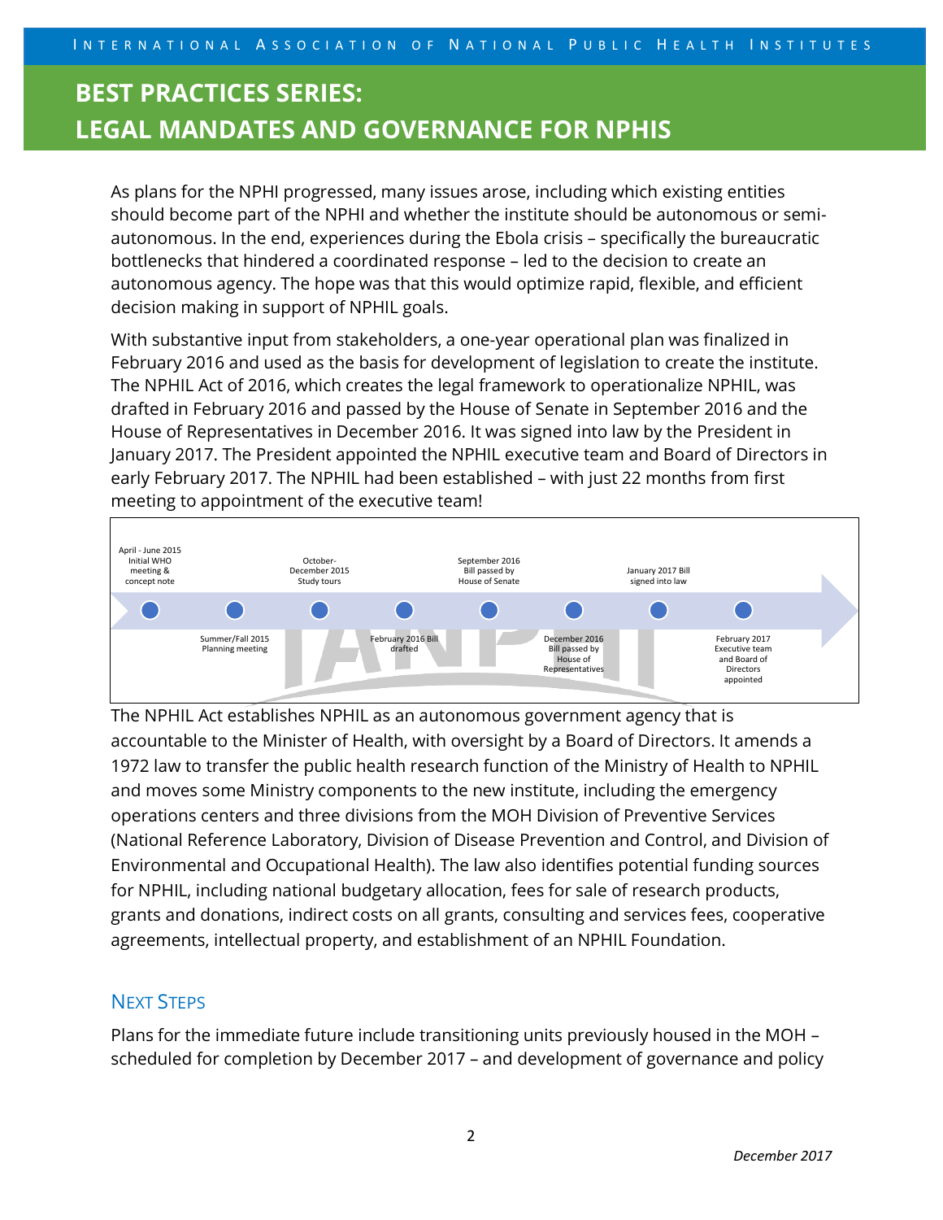As plans for the NPHI progressed, many issues arose, including which existing entities should become part of the NPHI and whether the institute should be autonomous or semi-autonomous. In the end, experiences during the Ebola crisis – specifically the bureaucratic bottlenecks that hindered a coordinated response – led to the decision to create an autonomous agency. The hope was that this would optimize rapid, flexible, and efficient decision making in support of NPHIL goals.

With substantive input from stakeholders, a one-year operational plan was finalized in February 2016 and used as the basis for development of legislation to create the institute. The NPHIL Act of 2016, which creates the legal framework to operationalize NPHIL, was drafted in February 2016 and passed by the House of Senate in September 2016 and the House of Representatives in December 2016. It was signed into law by the President in January 2017. The President appointed the NPHIL executive team and Board of Directors in early February 2017. The NPHIL had been established – with just 22 months from first meeting to appointment of the executive team!

- April - June 2015 Initial WHO meeting & concept note
- Summer/Fall 2015 Planning meeting
- October-December 2015 Study tours
- February 2016 Bill drafted
- September 2016 Bill passed by House of Senate
- December 2016 Bill passed by House of Representatives
- January 2017 Bill signed into law
- February 2017 Executive team and Board of Directors appointed

The NPHIL Act establishes NPHIL as an autonomous government agency that is accountable to the Minister of Health, with oversight by a Board of Directors. It amends a 1972 law to transfer the public health research function of the Ministry of Health to NPHIL and moves some Ministry components to the new institute, including the emergency operations centers and three divisions from the MOH Division of Preventive Services (National Reference Laboratory, Division of Disease Prevention and Control, and Division of Environmental and Occupational Health). The law also identifies potential funding sources for NPHIL, including national budgetary allocation, fees for sale of research products, grants and donations, indirect costs on all grants, consulting and services fees, cooperative agreements, intellectual property, and establishment of an NPHIL Foundation.

## Next Steps

Plans for the immediate future include transitioning units previously housed in the MOH – scheduled for completion by December 2017 – and development of governance and policy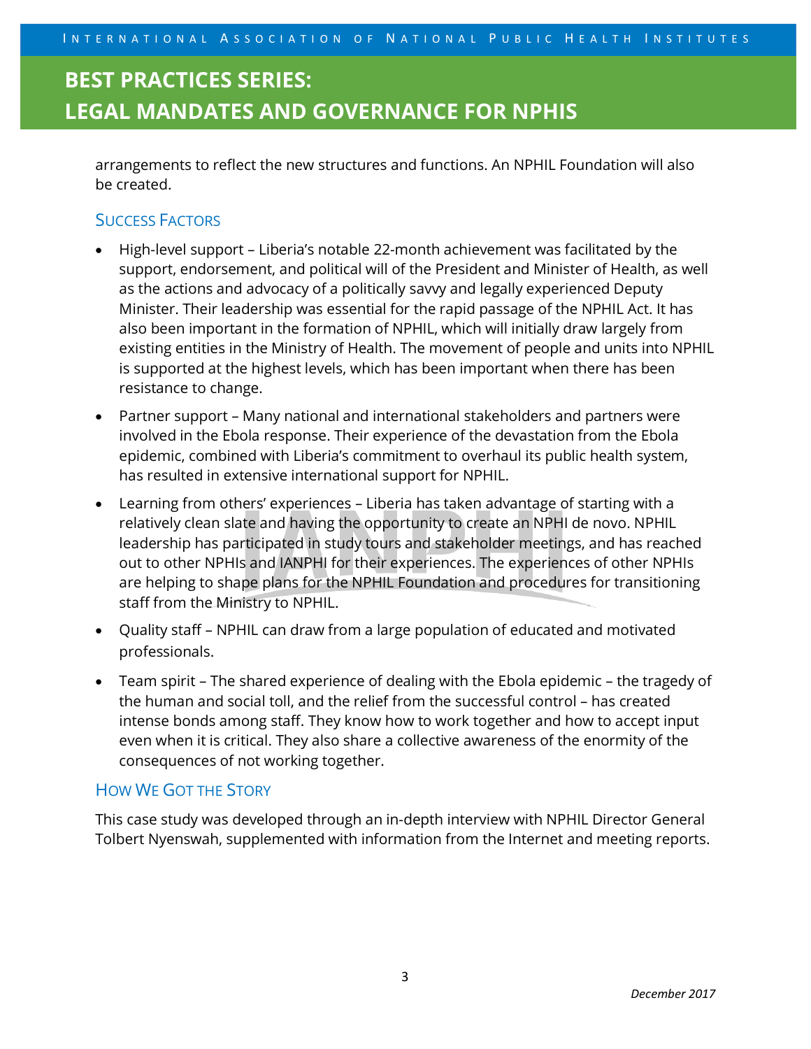arrangements to reflect the new structures and functions. An NPHIL Foundation will also be created.

## Success Factors

- High-level support – Liberia's notable 22-month achievement was facilitated by the support, endorsement, and political will of the President and Minister of Health, as well as the actions and advocacy of a politically savvy and legally experienced Deputy Minister. Their leadership was essential for the rapid passage of the NPHIL Act. It has also been important in the formation of NPHIL, which will initially draw largely from existing entities in the Ministry of Health. The movement of people and units into NPHIL is supported at the highest levels, which has been important when there has been resistance to change.
- Partner support – Many national and international stakeholders and partners were involved in the Ebola response. Their experience of the devastation from the Ebola epidemic, combined with Liberia's commitment to overhaul its public health system, has resulted in extensive international support for NPHIL.
- Learning from others' experiences – Liberia has taken advantage of starting with a relatively clean slate and having the opportunity to create an NPHI de novo. NPHIL leadership has participated in study tours and stakeholder meetings, and has reached out to other NPHIs and IANPHI for their experiences. The experiences of other NPHIs are helping to shape plans for the NPHIL Foundation and procedures for transitioning staff from the Ministry to NPHIL.
- Quality staff – NPHIL can draw from a large population of educated and motivated professionals.
- Team spirit – The shared experience of dealing with the Ebola epidemic – the tragedy of the human and social toll, and the relief from the successful control – has created intense bonds among staff. They know how to work together and how to accept input even when it is critical. They also share a collective awareness of the enormity of the consequences of not working together.

## How We Got the Story

This case study was developed through an in-depth interview with NPHIL Director General Tolbert Nyenswah, supplemented with information from the Internet and meeting reports.

*December 2017*